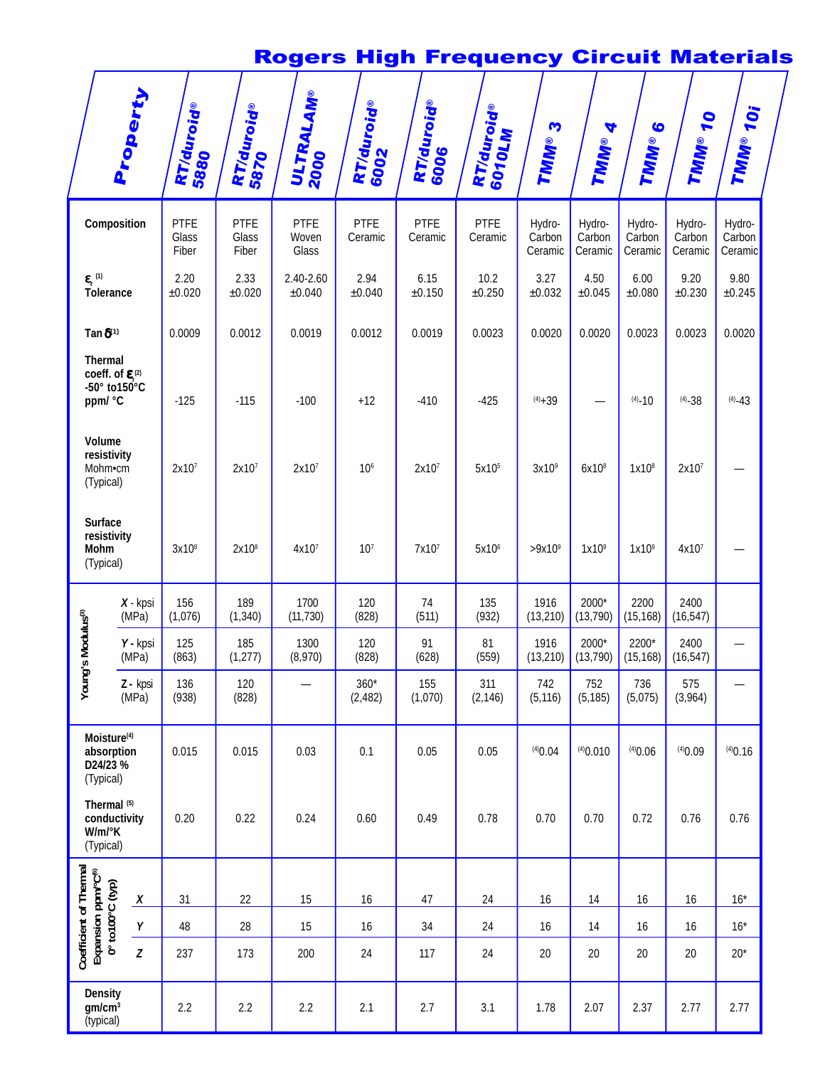# Rogers High Frequency Circuit Materials

| Property | | RT/duroid® 5880 | RT/duroid® 5870 | ULTRALAM® 2000 | RT/duroid® 6002 | RT/duroid® 6006 | RT/duroid® 6010LM | TMM® 3 | TMM® 4 | TMM® 6 | TMM® 10 | TMM® 10i |
|---|---|---|---|---|---|---|---|---|---|---|---|---|
| **Composition** | | PTFE Glass Fiber | PTFE Glass Fiber | PTFE Woven Glass | PTFE Ceramic | PTFE Ceramic | PTFE Ceramic | Hydro-Carbon Ceramic | Hydro-Carbon Ceramic | Hydro-Carbon Ceramic | Hydro-Carbon Ceramic | Hydro-Carbon Ceramic |
| **$\varepsilon_r$ (1) Tolerance** | | 2.20 ±0.020 | 2.33 ±0.020 | 2.40-2.60 ±0.040 | 2.94 ±0.040 | 6.15 ±0.150 | 10.2 ±0.250 | 3.27 ±0.032 | 4.50 ±0.045 | 6.00 ±0.080 | 9.20 ±0.230 | 9.80 ±0.245 |
| **Tan $\delta$ (1)** | | 0.0009 | 0.0012 | 0.0019 | 0.0012 | 0.0019 | 0.0023 | 0.0020 | 0.0020 | 0.0023 | 0.0023 | 0.0020 |
| **Thermal coeff. of $\varepsilon_r$ (2) -50° to150°C ppm/ °C** | | -125 | -115 | -100 | +12 | -410 | -425 | (4)+39 | — | (4)-10 | (4)-38 | (4)-43 |
| **Volume resistivity** Mohm•cm (Typical) | | $2x10^7$ | $2x10^7$ | $2x10^7$ | $10^6$ | $2x10^7$ | $5x10^5$ | $3x10^9$ | $6x10^8$ | $1x10^8$ | $2x10^7$ | — |
| **Surface resistivity Mohm** (Typical) | | $3x10^8$ | $2x10^8$ | $4x10^7$ | $10^7$ | $7x10^7$ | $5x10^6$ | $>9x10^9$ | $1x10^9$ | $1x10^9$ | $4x10^7$ | — |
| Young's Modulus(3) | *X* - kpsi (MPa) | 156 (1,076) | 189 (1,340) | 1700 (11,730) | 120 (828) | 74 (511) | 135 (932) | 1916 (13,210) | 2000* (13,790) | 2200 (15,168) | 2400 (16,547) | |
| | *Y* - kpsi (MPa) | 125 (863) | 185 (1,277) | 1300 (8,970) | 120 (828) | 91 (628) | 81 (559) | 1916 (13,210) | 2000* (13,790) | 2200* (15,168) | 2400 (16,547) | — |
| | *Z* - kpsi (MPa) | 136 (938) | 120 (828) | — | 360* (2,482) | 155 (1,070) | 311 (2,146) | 742 (5,116) | 752 (5,185) | 736 (5,075) | 575 (3,964) | — |
| **Moisture(4) absorption D24/23 %** (Typical) | | 0.015 | 0.015 | 0.03 | 0.1 | 0.05 | 0.05 | (4)0.04 | (4)0.010 | (4)0.06 | (4)0.09 | (4)0.16 |
| **Thermal (5) conductivity W/m/°K** (Typical) | | 0.20 | 0.22 | 0.24 | 0.60 | 0.49 | 0.78 | 0.70 | 0.70 | 0.72 | 0.76 | 0.76 |
| Coefficient of Thermal Expansion ppm/°C(6) 0° to100°C (typ) | *X* | 31 | 22 | 15 | 16 | 47 | 24 | 16 | 14 | 16 | 16 | 16* |
| | *Y* | 48 | 28 | 15 | 16 | 34 | 24 | 16 | 14 | 16 | 16 | 16* |
| | *Z* | 237 | 173 | 200 | 24 | 117 | 24 | 20 | 20 | 20 | 20 | 20* |
| **Density gm/cm³** (typical) | | 2.2 | 2.2 | 2.2 | 2.1 | 2.7 | 3.1 | 1.78 | 2.07 | 2.37 | 2.77 | 2.77 |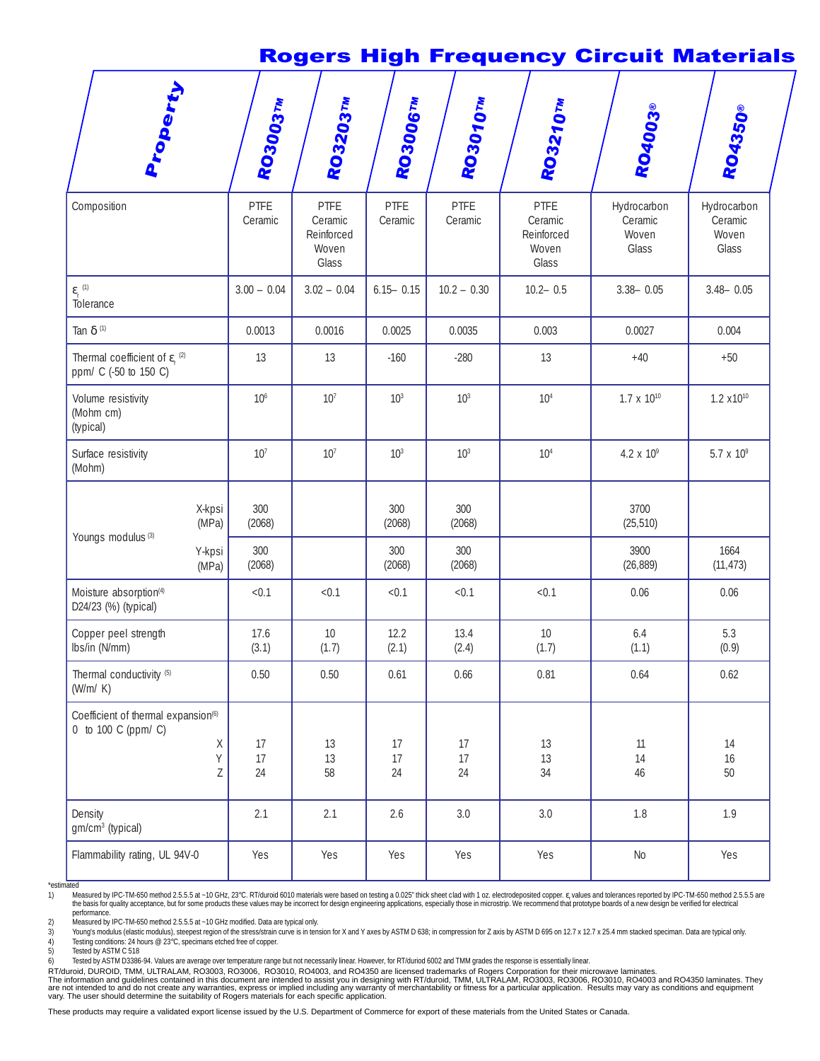# Rogers High Frequency Circuit Materials

| Property | | RO3003™ | RO3203™ | RO3006™ | RO3010™ | RO3210™ | RO4003® | RO4350® |
|---|---|---|---|---|---|---|---|---|
| Composition | | PTFE Ceramic | PTFE Ceramic Reinforced Woven Glass | PTFE Ceramic | PTFE Ceramic | PTFE Ceramic Reinforced Woven Glass | Hydrocarbon Ceramic Woven Glass | Hydrocarbon Ceramic Woven Glass |
| $\varepsilon_r$ (1) Tolerance | | 3.00 – 0.04 | 3.02 – 0.04 | 6.15– 0.15 | 10.2 – 0.30 | 10.2– 0.5 | 3.38– 0.05 | 3.48– 0.05 |
| Tan δ (1) | | 0.0013 | 0.0016 | 0.0025 | 0.0035 | 0.003 | 0.0027 | 0.004 |
| Thermal coefficient of $\varepsilon_r$ (2) ppm/ C (-50 to 150 C) | | 13 | 13 | -160 | -280 | 13 | +40 | +50 |
| Volume resistivity (Mohm cm) (typical) | | $10^6$ | $10^7$ | $10^3$ | $10^3$ | $10^4$ | $1.7 \times 10^{10}$ | $1.2 \times 10^{10}$ |
| Surface resistivity (Mohm) | | $10^7$ | $10^7$ | $10^3$ | $10^3$ | $10^4$ | $4.2 \times 10^9$ | $5.7 \times 10^9$ |
| Youngs modulus (3) | X-kpsi (MPa) | 300 (2068) | | 300 (2068) | 300 (2068) | | 3700 (25,510) | |
| | Y-kpsi (MPa) | 300 (2068) | | 300 (2068) | 300 (2068) | | 3900 (26,889) | 1664 (11,473) |
| Moisture absorption(4) D24/23 (%) (typical) | | <0.1 | <0.1 | <0.1 | <0.1 | <0.1 | 0.06 | 0.06 |
| Copper peel strength lbs/in (N/mm) | | 17.6 (3.1) | 10 (1.7) | 12.2 (2.1) | 13.4 (2.4) | 10 (1.7) | 6.4 (1.1) | 5.3 (0.9) |
| Thermal conductivity (5) (W/m/ K) | | 0.50 | 0.50 | 0.61 | 0.66 | 0.81 | 0.64 | 0.62 |
| Coefficient of thermal expansion(6) 0 to 100 C (ppm/ C) | X | 17 | 13 | 17 | 17 | 13 | 11 | 14 |
| | Y | 17 | 13 | 17 | 17 | 13 | 14 | 16 |
| | Z | 24 | 58 | 24 | 24 | 34 | 46 | 50 |
| Density gm/cm³ (typical) | | 2.1 | 2.1 | 2.6 | 3.0 | 3.0 | 1.8 | 1.9 |
| Flammability rating, UL 94V-0 | | Yes | Yes | Yes | Yes | Yes | No | Yes |

*estimated

1) Measured by IPC-TM-650 method 2.5.5.5 at ~10 GHz, 23°C. RT/duroid 6010 materials were based on testing a 0.025" thick sheet clad with 1 oz. electrodeposited copper. $\varepsilon_r$ values and tolerances reported by IPC-TM-650 method 2.5.5.5 are the basis for quality acceptance, but for some products these values may be incorrect for design engineering applications, especially those in microstrip. We recommend that prototype boards of a new design be verified for electrical performance.

2) Measured by IPC-TM-650 method 2.5.5.5 at ~10 GHz modified. Data are typical only.

3) Young's modulus (elastic modulus), steepest region of the stress/strain curve is in tension for X and Y axes by ASTM D 638; in compression for Z axis by ASTM D 695 on 12.7 x 12.7 x 25.4 mm stacked speciman. Data are typical only.

4) Testing conditions: 24 hours @ 23°C, specimans etched free of copper.

5) Tested by ASTM C 518

6) Tested by ASTM D3386-94. Values are average over temperature range but not necessarily linear. However, for RT/duriod 6002 and TMM grades the response is essentially linear.

RT/duroid, DUROID, TMM, ULTRALAM, RO3003, RO3006, RO3010, RO4003, and RO4350 are licensed trademarks of Rogers Corporation for their microwave laminates.
The information and guidelines contained in this document are intended to assist you in designing with RT/duroid, TMM, ULTRALAM, RO3003, RO3006, RO3010, RO4003 and RO4350 laminates. They are not intended to and do not create any warranties, express or implied including any warranty of merchantability or fitness for a particular application. Results may vary as conditions and equipment vary. The user should determine the suitability of Rogers materials for each specific application.

These products may require a validated export license issued by the U.S. Department of Commerce for export of these materials from the United States or Canada.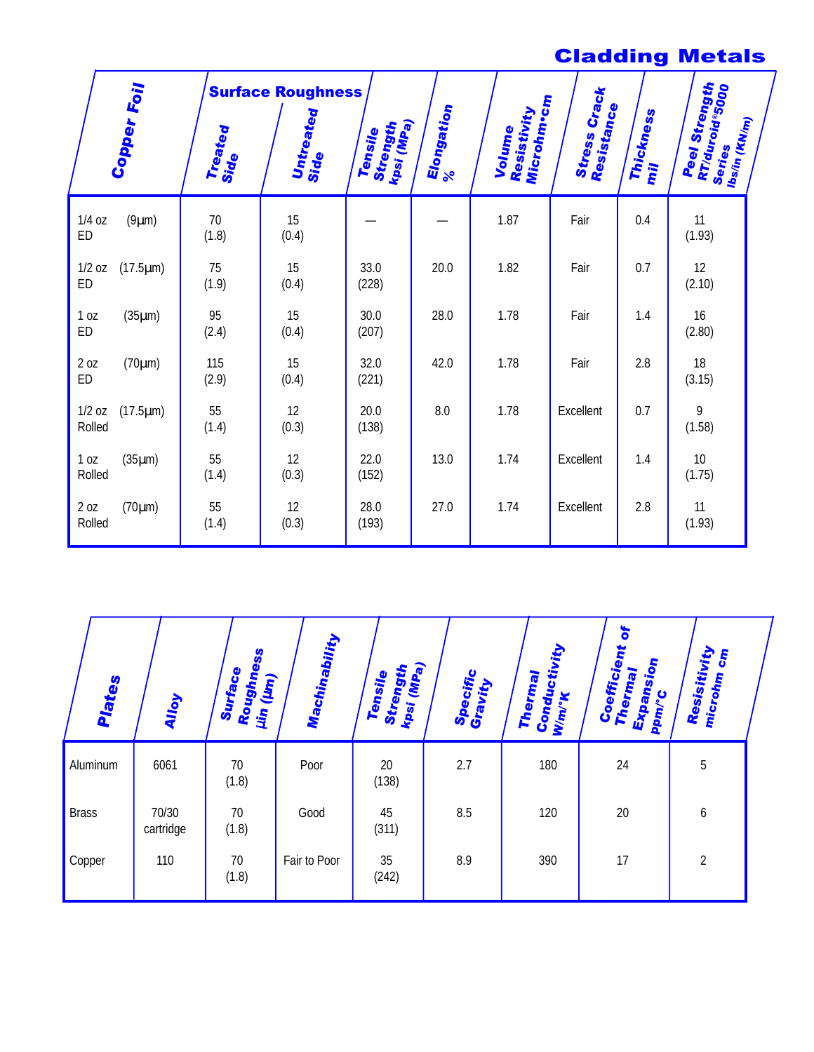# Cladding Metals

| Copper Foil | Surface Roughness Treated Side | Untreated Side | Tensile Strength kpsi (MPa) | Elongation % | Volume Resistivity Microhm•cm | Stress Crack Resistance | Thickness mil | Peel Strength RT/duroid®5000 Series lbs/in (KN/m) |
|---|---|---|---|---|---|---|---|---|
| 1/4 oz (9µm) ED | 70 (1.8) | 15 (0.4) | — | — | 1.87 | Fair | 0.4 | 11 (1.93) |
| 1/2 oz (17.5µm) ED | 75 (1.9) | 15 (0.4) | 33.0 (228) | 20.0 | 1.82 | Fair | 0.7 | 12 (2.10) |
| 1 oz (35µm) ED | 95 (2.4) | 15 (0.4) | 30.0 (207) | 28.0 | 1.78 | Fair | 1.4 | 16 (2.80) |
| 2 oz (70µm) ED | 115 (2.9) | 15 (0.4) | 32.0 (221) | 42.0 | 1.78 | Fair | 2.8 | 18 (3.15) |
| 1/2 oz (17.5µm) Rolled | 55 (1.4) | 12 (0.3) | 20.0 (138) | 8.0 | 1.78 | Excellent | 0.7 | 9 (1.58) |
| 1 oz (35µm) Rolled | 55 (1.4) | 12 (0.3) | 22.0 (152) | 13.0 | 1.74 | Excellent | 1.4 | 10 (1.75) |
| 2 oz (70µm) Rolled | 55 (1.4) | 12 (0.3) | 28.0 (193) | 27.0 | 1.74 | Excellent | 2.8 | 11 (1.93) |

| Plates | Alloy | Surface Roughness µin (µm) | Machinability | Tensile Strength kpsi (MPa) | Specific Gravity | Thermal Conductivity W/m/°K | Coefficient of Thermal Expansion ppm/°C | Resisitivity microhm cm |
|---|---|---|---|---|---|---|---|---|
| Aluminum | 6061 | 70 (1.8) | Poor | 20 (138) | 2.7 | 180 | 24 | 5 |
| Brass | 70/30 cartridge | 70 (1.8) | Good | 45 (311) | 8.5 | 120 | 20 | 6 |
| Copper | 110 | 70 (1.8) | Fair to Poor | 35 (242) | 8.9 | 390 | 17 | 2 |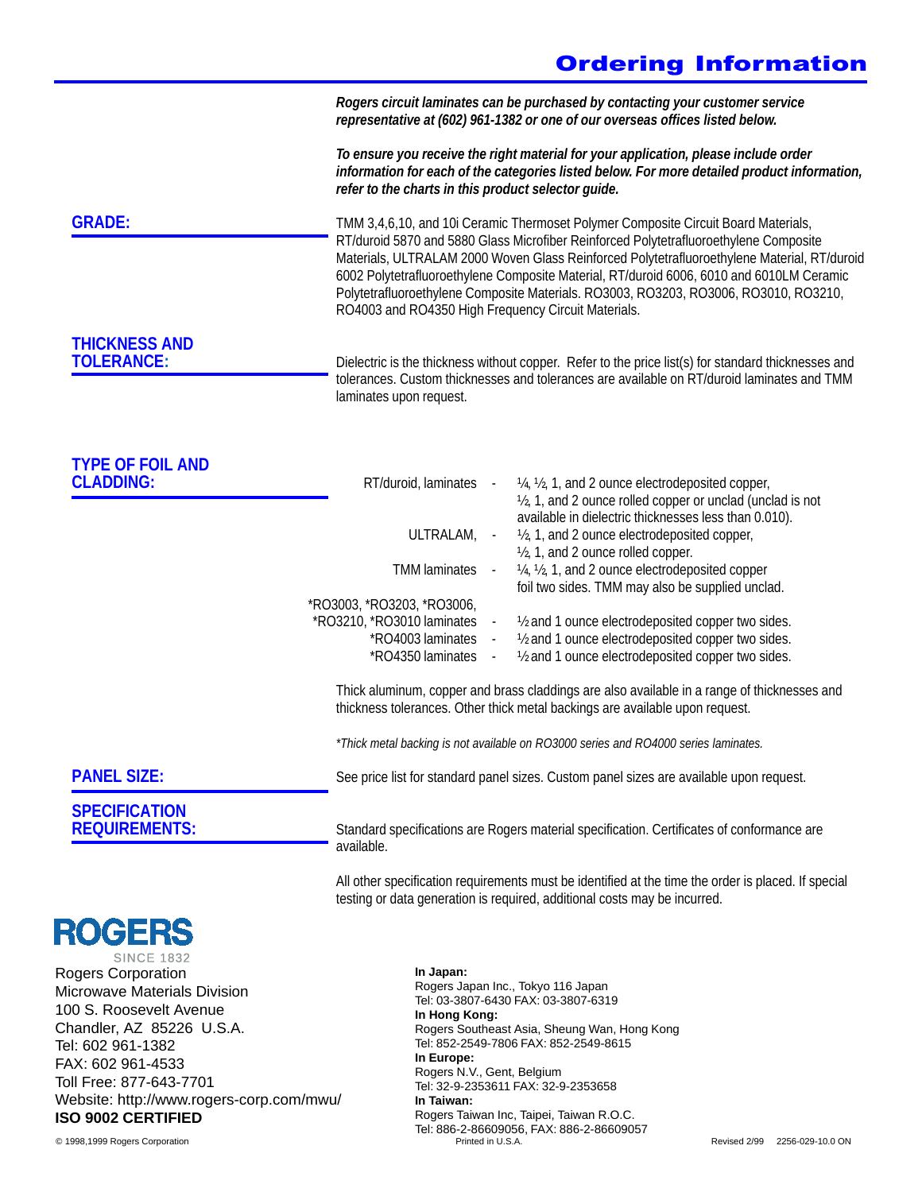# Ordering Information

***Rogers circuit laminates can be purchased by contacting your customer service representative at (602) 961-1382 or one of our overseas offices listed below.***

***To ensure you receive the right material for your application, please include order information for each of the categories listed below. For more detailed product information, refer to the charts in this product selector guide.***

## GRADE:

TMM 3,4,6,10, and 10i Ceramic Thermoset Polymer Composite Circuit Board Materials, RT/duroid 5870 and 5880 Glass Microfiber Reinforced Polytetrafluoroethylene Composite Materials, ULTRALAM 2000 Woven Glass Reinforced Polytetrafluoroethylene Material, RT/duroid 6002 Polytetrafluoroethylene Composite Material, RT/duroid 6006, 6010 and 6010LM Ceramic Polytetrafluoroethylene Composite Materials. RO3003, RO3203, RO3006, RO3010, RO3210, RO4003 and RO4350 High Frequency Circuit Materials.

## THICKNESS AND TOLERANCE:

Dielectric is the thickness without copper. Refer to the price list(s) for standard thicknesses and tolerances. Custom thicknesses and tolerances are available on RT/duroid laminates and TMM laminates upon request.

## TYPE OF FOIL AND CLADDING:

| | | |
|---|---|---|
| RT/duroid, laminates | - | ¼, ½, 1, and 2 ounce electrodeposited copper, ½, 1, and 2 ounce rolled copper or unclad (unclad is not available in dielectric thicknesses less than 0.010). |
| ULTRALAM, | - | ½, 1, and 2 ounce electrodeposited copper, ½, 1, and 2 ounce rolled copper. |
| TMM laminates | - | ¼, ½, 1, and 2 ounce electrodeposited copper foil two sides. TMM may also be supplied unclad. |
| *RO3003, *RO3203, *RO3006, *RO3210, *RO3010 laminates | - | ½ and 1 ounce electrodeposited copper two sides. |
| *RO4003 laminates | - | ½ and 1 ounce electrodeposited copper two sides. |
| *RO4350 laminates | - | ½ and 1 ounce electrodeposited copper two sides. |

Thick aluminum, copper and brass claddings are also available in a range of thicknesses and thickness tolerances. Other thick metal backings are available upon request.

*\*Thick metal backing is not available on RO3000 series and RO4000 series laminates.*

## PANEL SIZE:

See price list for standard panel sizes. Custom panel sizes are available upon request.

## SPECIFICATION REQUIREMENTS:

Standard specifications are Rogers material specification. Certificates of conformance are available.

All other specification requirements must be identified at the time the order is placed. If special testing or data generation is required, additional costs may be incurred.

ROGERS
SINCE 1832

Rogers Corporation
Microwave Materials Division
100 S. Roosevelt Avenue
Chandler, AZ 85226 U.S.A.
Tel: 602 961-1382
FAX: 602 961-4533
Toll Free: 877-643-7701
Website: http://www.rogers-corp.com/mwu/
**ISO 9002 CERTIFIED**

**In Japan:**
Rogers Japan Inc., Tokyo 116 Japan
Tel: 03-3807-6430 FAX: 03-3807-6319

**In Hong Kong:**
Rogers Southeast Asia, Sheung Wan, Hong Kong
Tel: 852-2549-7806 FAX: 852-2549-8615

**In Europe:**
Rogers N.V., Gent, Belgium
Tel: 32-9-2353611 FAX: 32-9-2353658

**In Taiwan:**
Rogers Taiwan Inc, Taipei, Taiwan R.O.C.
Tel: 886-2-86609056, FAX: 886-2-86609057

© 1998,1999 Rogers Corporation    Printed in U.S.A.    Revised 2/99    2256-029-10.0 ON